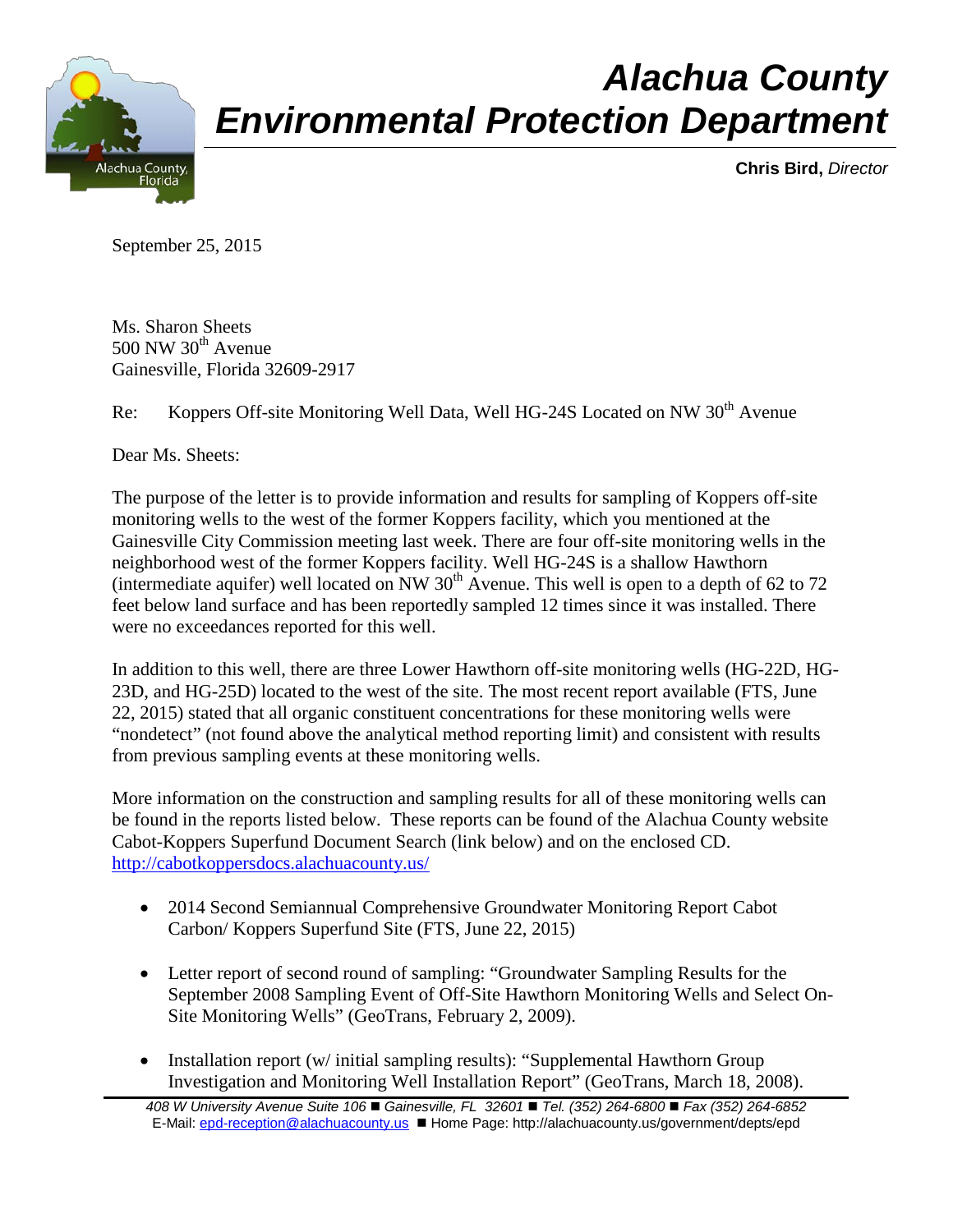# Alachua County Environmental Protection Department

**Chris Bird,** *Director*

September 25, 2015

Ms. Sharon Sheets
500 NW 30th Avenue
Gainesville, Florida 32609-2917

Re: Koppers Off-site Monitoring Well Data, Well HG-24S Located on NW 30th Avenue

Dear Ms. Sheets:

The purpose of the letter is to provide information and results for sampling of Koppers off-site monitoring wells to the west of the former Koppers facility, which you mentioned at the Gainesville City Commission meeting last week. There are four off-site monitoring wells in the neighborhood west of the former Koppers facility. Well HG-24S is a shallow Hawthorn (intermediate aquifer) well located on NW 30th Avenue. This well is open to a depth of 62 to 72 feet below land surface and has been reportedly sampled 12 times since it was installed. There were no exceedances reported for this well.

In addition to this well, there are three Lower Hawthorn off-site monitoring wells (HG-22D, HG-23D, and HG-25D) located to the west of the site. The most recent report available (FTS, June 22, 2015) stated that all organic constituent concentrations for these monitoring wells were "nondetect" (not found above the analytical method reporting limit) and consistent with results from previous sampling events at these monitoring wells.

More information on the construction and sampling results for all of these monitoring wells can be found in the reports listed below. These reports can be found of the Alachua County website Cabot-Koppers Superfund Document Search (link below) and on the enclosed CD. http://cabotkoppersdocs.alachuacounty.us/

- 2014 Second Semiannual Comprehensive Groundwater Monitoring Report Cabot Carbon/ Koppers Superfund Site (FTS, June 22, 2015)
- Letter report of second round of sampling: "Groundwater Sampling Results for the September 2008 Sampling Event of Off-Site Hawthorn Monitoring Wells and Select On-Site Monitoring Wells" (GeoTrans, February 2, 2009).
- Installation report (w/ initial sampling results): "Supplemental Hawthorn Group Investigation and Monitoring Well Installation Report" (GeoTrans, March 18, 2008).

*408 W University Avenue Suite 106 ■ Gainesville, FL 32601 ■ Tel. (352) 264-6800 ■ Fax (352) 264-6852*
E-Mail: epd-reception@alachuacounty.us ■ Home Page: http://alachuacounty.us/government/depts/epd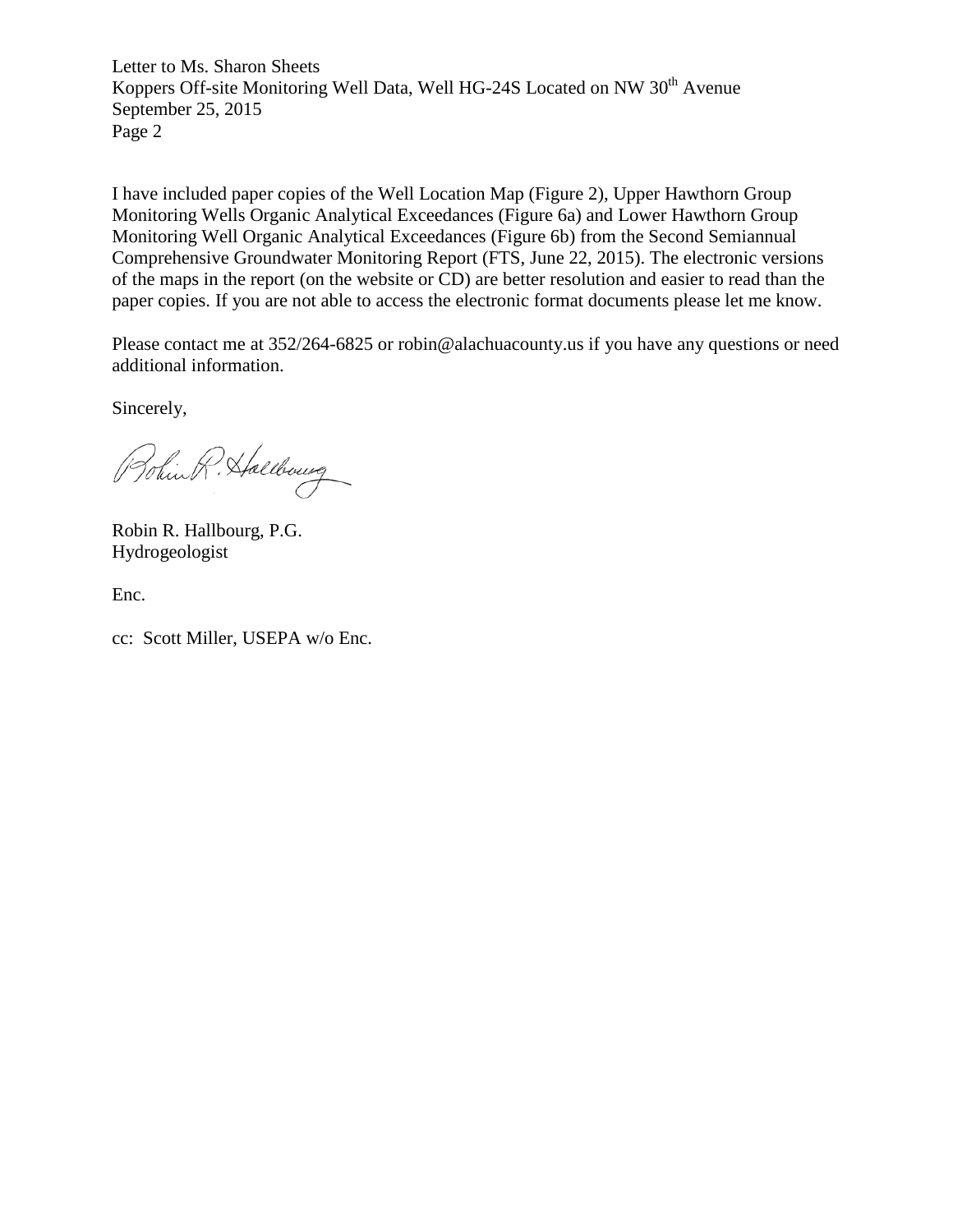I have included paper copies of the Well Location Map (Figure 2), Upper Hawthorn Group Monitoring Wells Organic Analytical Exceedances (Figure 6a) and Lower Hawthorn Group Monitoring Well Organic Analytical Exceedances (Figure 6b) from the Second Semiannual Comprehensive Groundwater Monitoring Report (FTS, June 22, 2015). The electronic versions of the maps in the report (on the website or CD) are better resolution and easier to read than the paper copies. If you are not able to access the electronic format documents please let me know.

Please contact me at 352/264-6825 or robin@alachuacounty.us if you have any questions or need additional information.

Sincerely,

Robin R. Hallbourg

Robin R. Hallbourg, P.G.
Hydrogeologist

Enc.

cc: Scott Miller, USEPA w/o Enc.